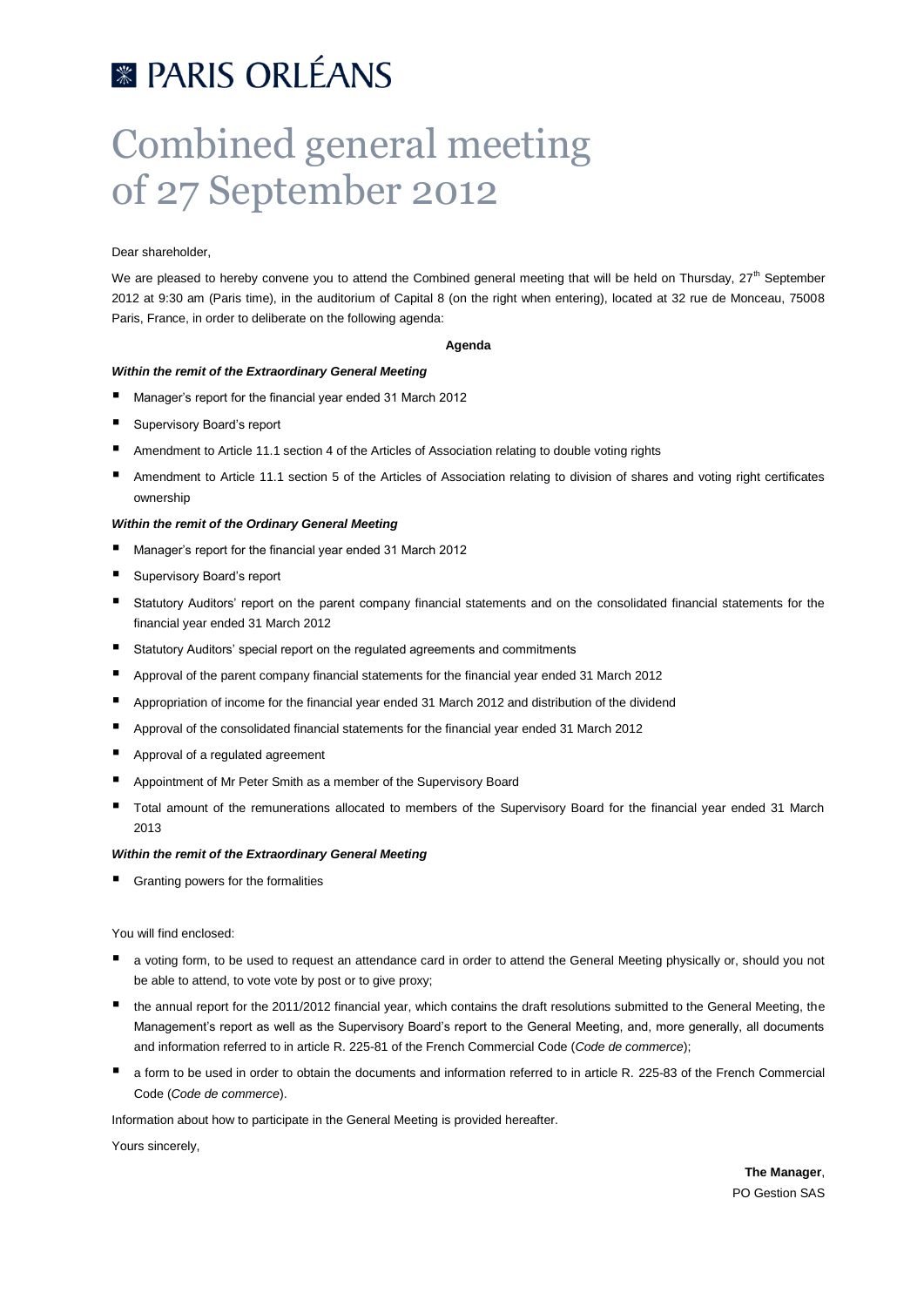# PARIS ORLÉANS

# Combined general meeting of 27 September 2012

Dear shareholder,

We are pleased to hereby convene you to attend the Combined general meeting that will be held on Thursday, 27th September 2012 at 9:30 am (Paris time), in the auditorium of Capital 8 (on the right when entering), located at 32 rue de Monceau, 75008 Paris, France, in order to deliberate on the following agenda:

**Agenda**

***Within the remit of the Extraordinary General Meeting***

- Manager's report for the financial year ended 31 March 2012
- Supervisory Board's report
- Amendment to Article 11.1 section 4 of the Articles of Association relating to double voting rights
- Amendment to Article 11.1 section 5 of the Articles of Association relating to division of shares and voting right certificates ownership

***Within the remit of the Ordinary General Meeting***

- Manager's report for the financial year ended 31 March 2012
- Supervisory Board's report
- Statutory Auditors' report on the parent company financial statements and on the consolidated financial statements for the financial year ended 31 March 2012
- Statutory Auditors' special report on the regulated agreements and commitments
- Approval of the parent company financial statements for the financial year ended 31 March 2012
- Appropriation of income for the financial year ended 31 March 2012 and distribution of the dividend
- Approval of the consolidated financial statements for the financial year ended 31 March 2012
- Approval of a regulated agreement
- Appointment of Mr Peter Smith as a member of the Supervisory Board
- Total amount of the remunerations allocated to members of the Supervisory Board for the financial year ended 31 March 2013

***Within the remit of the Extraordinary General Meeting***

- Granting powers for the formalities

You will find enclosed:

- a voting form, to be used to request an attendance card in order to attend the General Meeting physically or, should you not be able to attend, to vote vote by post or to give proxy;
- the annual report for the 2011/2012 financial year, which contains the draft resolutions submitted to the General Meeting, the Management's report as well as the Supervisory Board's report to the General Meeting, and, more generally, all documents and information referred to in article R. 225-81 of the French Commercial Code (*Code de commerce*);
- a form to be used in order to obtain the documents and information referred to in article R. 225-83 of the French Commercial Code (*Code de commerce*).

Information about how to participate in the General Meeting is provided hereafter.

Yours sincerely,

**The Manager**,
PO Gestion SAS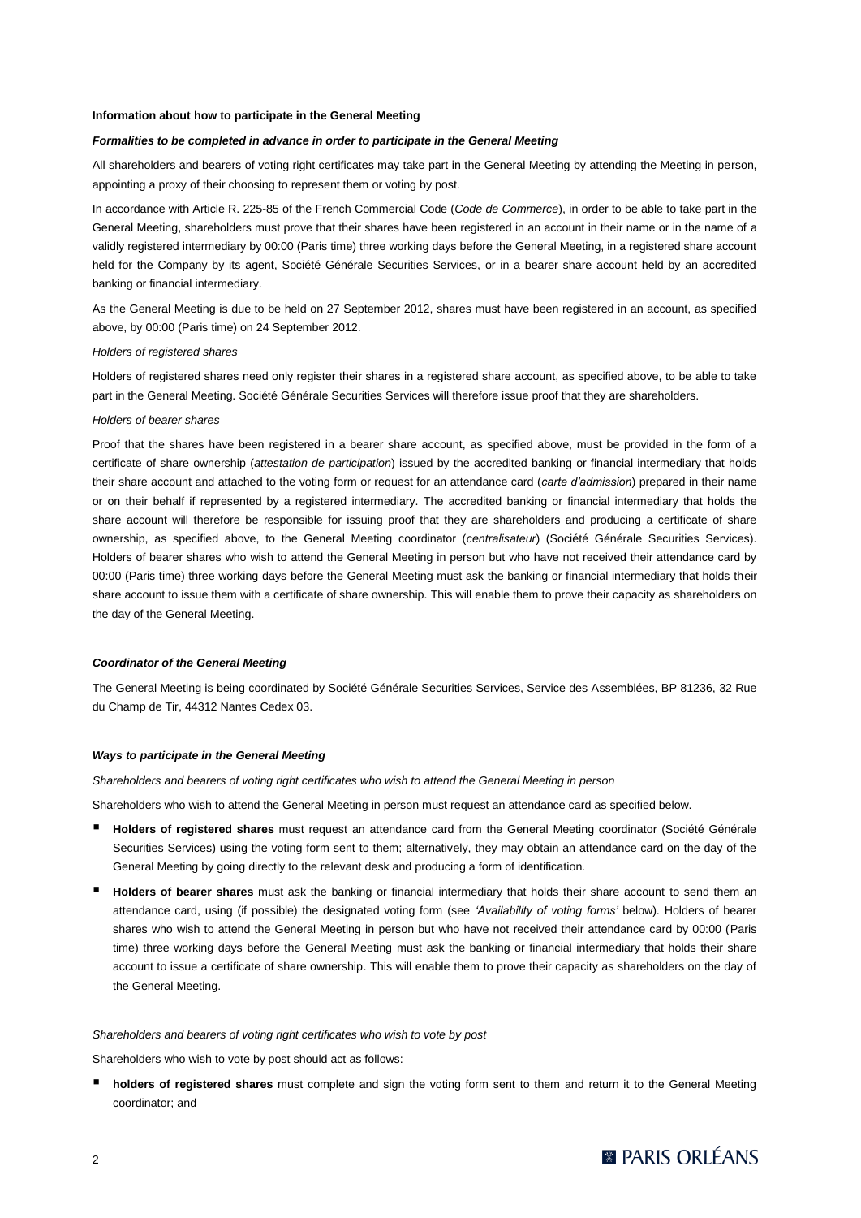**Information about how to participate in the General Meeting**

***Formalities to be completed in advance in order to participate in the General Meeting***

All shareholders and bearers of voting right certificates may take part in the General Meeting by attending the Meeting in person, appointing a proxy of their choosing to represent them or voting by post.

In accordance with Article R. 225-85 of the French Commercial Code (*Code de Commerce*), in order to be able to take part in the General Meeting, shareholders must prove that their shares have been registered in an account in their name or in the name of a validly registered intermediary by 00:00 (Paris time) three working days before the General Meeting, in a registered share account held for the Company by its agent, Société Générale Securities Services, or in a bearer share account held by an accredited banking or financial intermediary.

As the General Meeting is due to be held on 27 September 2012, shares must have been registered in an account, as specified above, by 00:00 (Paris time) on 24 September 2012.

*Holders of registered shares*

Holders of registered shares need only register their shares in a registered share account, as specified above, to be able to take part in the General Meeting. Société Générale Securities Services will therefore issue proof that they are shareholders.

*Holders of bearer shares*

Proof that the shares have been registered in a bearer share account, as specified above, must be provided in the form of a certificate of share ownership (*attestation de participation*) issued by the accredited banking or financial intermediary that holds their share account and attached to the voting form or request for an attendance card (*carte d'admission*) prepared in their name or on their behalf if represented by a registered intermediary. The accredited banking or financial intermediary that holds the share account will therefore be responsible for issuing proof that they are shareholders and producing a certificate of share ownership, as specified above, to the General Meeting coordinator (*centralisateur*) (Société Générale Securities Services). Holders of bearer shares who wish to attend the General Meeting in person but who have not received their attendance card by 00:00 (Paris time) three working days before the General Meeting must ask the banking or financial intermediary that holds their share account to issue them with a certificate of share ownership. This will enable them to prove their capacity as shareholders on the day of the General Meeting.

***Coordinator of the General Meeting***

The General Meeting is being coordinated by Société Générale Securities Services, Service des Assemblées, BP 81236, 32 Rue du Champ de Tir, 44312 Nantes Cedex 03.

***Ways to participate in the General Meeting***

*Shareholders and bearers of voting right certificates who wish to attend the General Meeting in person*

Shareholders who wish to attend the General Meeting in person must request an attendance card as specified below.

- **Holders of registered shares** must request an attendance card from the General Meeting coordinator (Société Générale Securities Services) using the voting form sent to them; alternatively, they may obtain an attendance card on the day of the General Meeting by going directly to the relevant desk and producing a form of identification.
- **Holders of bearer shares** must ask the banking or financial intermediary that holds their share account to send them an attendance card, using (if possible) the designated voting form (see *'Availability of voting forms'* below). Holders of bearer shares who wish to attend the General Meeting in person but who have not received their attendance card by 00:00 (Paris time) three working days before the General Meeting must ask the banking or financial intermediary that holds their share account to issue a certificate of share ownership. This will enable them to prove their capacity as shareholders on the day of the General Meeting.

*Shareholders and bearers of voting right certificates who wish to vote by post*

Shareholders who wish to vote by post should act as follows:

- **holders of registered shares** must complete and sign the voting form sent to them and return it to the General Meeting coordinator; and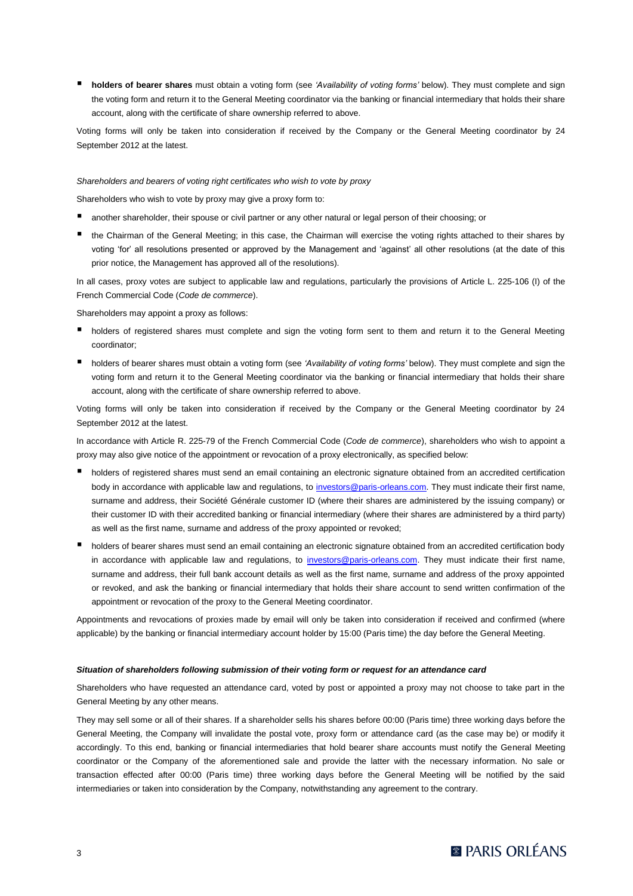- **holders of bearer shares** must obtain a voting form (see *'Availability of voting forms'* below). They must complete and sign the voting form and return it to the General Meeting coordinator via the banking or financial intermediary that holds their share account, along with the certificate of share ownership referred to above.

Voting forms will only be taken into consideration if received by the Company or the General Meeting coordinator by 24 September 2012 at the latest.

*Shareholders and bearers of voting right certificates who wish to vote by proxy*

Shareholders who wish to vote by proxy may give a proxy form to:

- another shareholder, their spouse or civil partner or any other natural or legal person of their choosing; or
- the Chairman of the General Meeting; in this case, the Chairman will exercise the voting rights attached to their shares by voting 'for' all resolutions presented or approved by the Management and 'against' all other resolutions (at the date of this prior notice, the Management has approved all of the resolutions).

In all cases, proxy votes are subject to applicable law and regulations, particularly the provisions of Article L. 225-106 (I) of the French Commercial Code (*Code de commerce*).

Shareholders may appoint a proxy as follows:

- holders of registered shares must complete and sign the voting form sent to them and return it to the General Meeting coordinator;
- holders of bearer shares must obtain a voting form (see *'Availability of voting forms'* below). They must complete and sign the voting form and return it to the General Meeting coordinator via the banking or financial intermediary that holds their share account, along with the certificate of share ownership referred to above.

Voting forms will only be taken into consideration if received by the Company or the General Meeting coordinator by 24 September 2012 at the latest.

In accordance with Article R. 225-79 of the French Commercial Code (*Code de commerce*), shareholders who wish to appoint a proxy may also give notice of the appointment or revocation of a proxy electronically, as specified below:

- holders of registered shares must send an email containing an electronic signature obtained from an accredited certification body in accordance with applicable law and regulations, to investors@paris-orleans.com. They must indicate their first name, surname and address, their Société Générale customer ID (where their shares are administered by the issuing company) or their customer ID with their accredited banking or financial intermediary (where their shares are administered by a third party) as well as the first name, surname and address of the proxy appointed or revoked;
- holders of bearer shares must send an email containing an electronic signature obtained from an accredited certification body in accordance with applicable law and regulations, to investors@paris-orleans.com. They must indicate their first name, surname and address, their full bank account details as well as the first name, surname and address of the proxy appointed or revoked, and ask the banking or financial intermediary that holds their share account to send written confirmation of the appointment or revocation of the proxy to the General Meeting coordinator.

Appointments and revocations of proxies made by email will only be taken into consideration if received and confirmed (where applicable) by the banking or financial intermediary account holder by 15:00 (Paris time) the day before the General Meeting.

***Situation of shareholders following submission of their voting form or request for an attendance card***

Shareholders who have requested an attendance card, voted by post or appointed a proxy may not choose to take part in the General Meeting by any other means.

They may sell some or all of their shares. If a shareholder sells his shares before 00:00 (Paris time) three working days before the General Meeting, the Company will invalidate the postal vote, proxy form or attendance card (as the case may be) or modify it accordingly. To this end, banking or financial intermediaries that hold bearer share accounts must notify the General Meeting coordinator or the Company of the aforementioned sale and provide the latter with the necessary information. No sale or transaction effected after 00:00 (Paris time) three working days before the General Meeting will be notified by the said intermediaries or taken into consideration by the Company, notwithstanding any agreement to the contrary.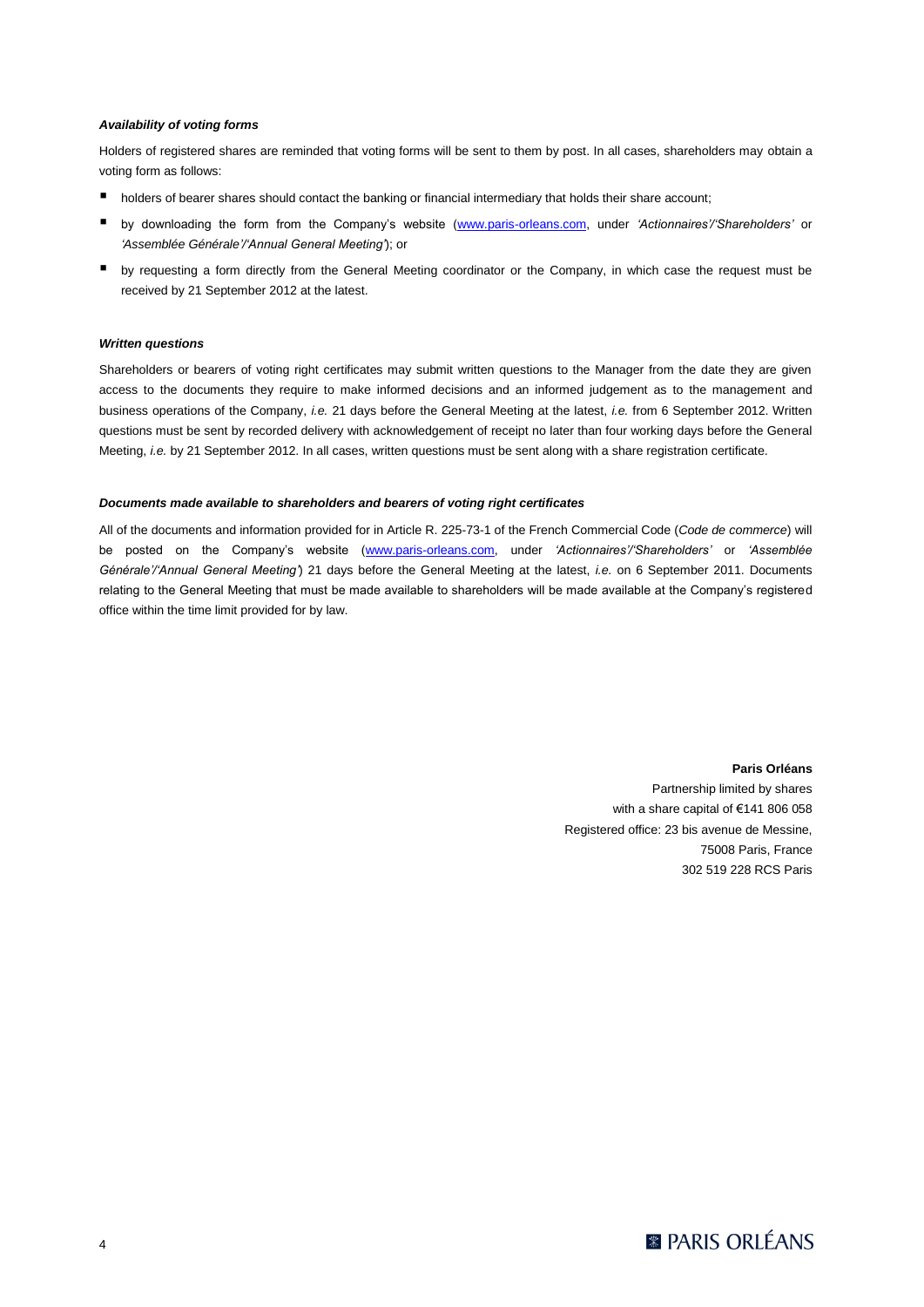***Availability of voting forms***

Holders of registered shares are reminded that voting forms will be sent to them by post. In all cases, shareholders may obtain a voting form as follows:

- holders of bearer shares should contact the banking or financial intermediary that holds their share account;
- by downloading the form from the Company's website (www.paris-orleans.com, under *'Actionnaires'/'Shareholders'* or *'Assemblée Générale'/'Annual General Meeting'*); or
- by requesting a form directly from the General Meeting coordinator or the Company, in which case the request must be received by 21 September 2012 at the latest.

***Written questions***

Shareholders or bearers of voting right certificates may submit written questions to the Manager from the date they are given access to the documents they require to make informed decisions and an informed judgement as to the management and business operations of the Company, *i.e.* 21 days before the General Meeting at the latest, *i.e.* from 6 September 2012. Written questions must be sent by recorded delivery with acknowledgement of receipt no later than four working days before the General Meeting, *i.e.* by 21 September 2012. In all cases, written questions must be sent along with a share registration certificate.

***Documents made available to shareholders and bearers of voting right certificates***

All of the documents and information provided for in Article R. 225-73-1 of the French Commercial Code (*Code de commerce*) will be posted on the Company's website (www.paris-orleans.com, under *'Actionnaires'/'Shareholders'* or *'Assemblée Générale'/'Annual General Meeting'*) 21 days before the General Meeting at the latest, *i.e.* on 6 September 2011. Documents relating to the General Meeting that must be made available to shareholders will be made available at the Company's registered office within the time limit provided for by law.

**Paris Orléans**
Partnership limited by shares
with a share capital of €141 806 058
Registered office: 23 bis avenue de Messine,
75008 Paris, France
302 519 228 RCS Paris